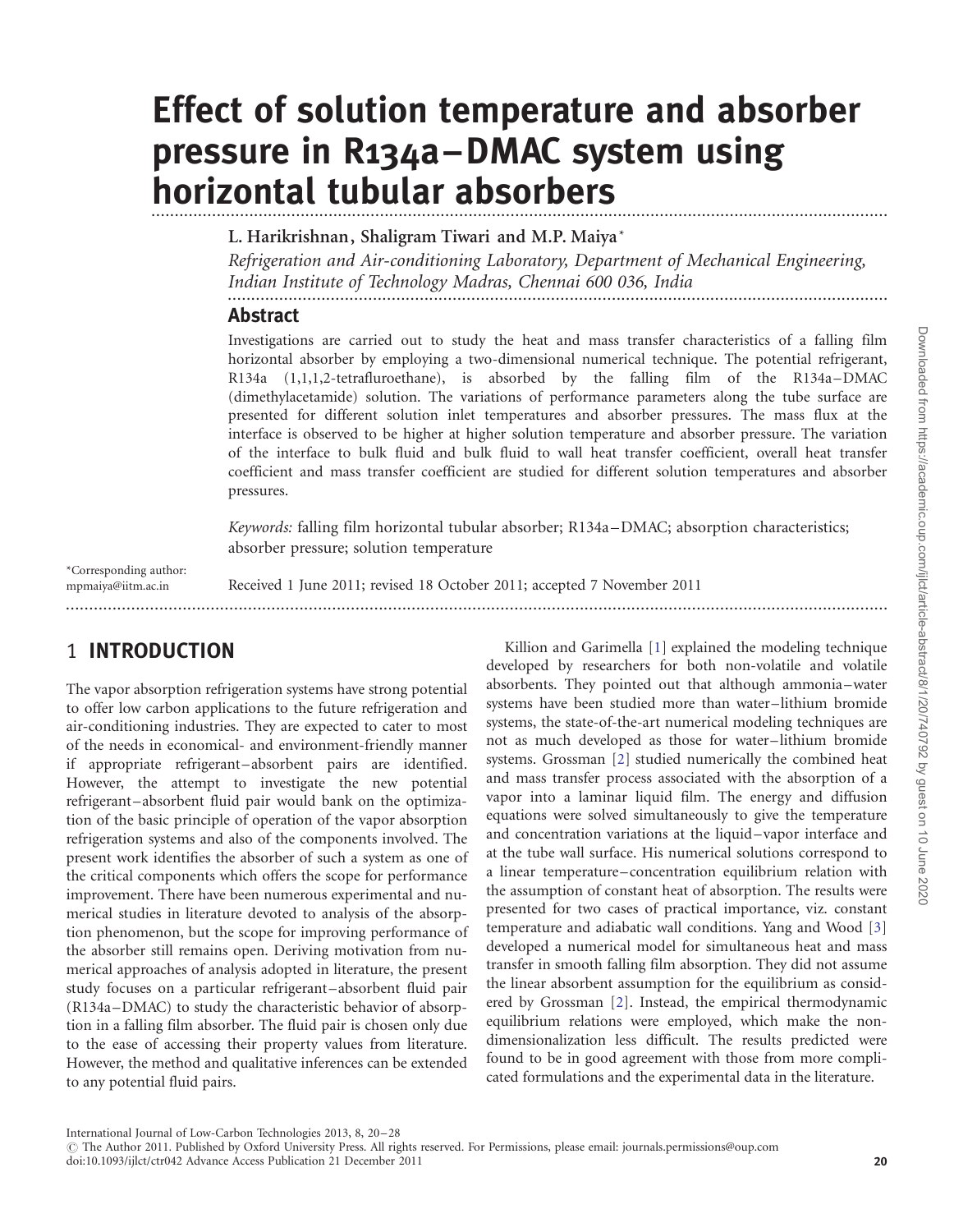# Effect of solution temperature and absorber pressure in R134a–DMAC system using horizontal tubular absorbers

**L. Harikrishnan, Shaligram Tiwari and M.P. Maiya***

*Refrigeration and Air-conditioning Laboratory, Department of Mechanical Engineering, Indian Institute of Technology Madras, Chennai 600 036, India*

## Abstract

Investigations are carried out to study the heat and mass transfer characteristics of a falling film horizontal absorber by employing a two-dimensional numerical technique. The potential refrigerant, R134a (1,1,1,2-tetrafluroethane), is absorbed by the falling film of the R134a–DMAC (dimethylacetamide) solution. The variations of performance parameters along the tube surface are presented for different solution inlet temperatures and absorber pressures. The mass flux at the interface is observed to be higher at higher solution temperature and absorber pressure. The variation of the interface to bulk fluid and bulk fluid to wall heat transfer coefficient, overall heat transfer coefficient and mass transfer coefficient are studied for different solution temperatures and absorber pressures.

*Keywords:* falling film horizontal tubular absorber; R134a–DMAC; absorption characteristics; absorber pressure; solution temperature

*Corresponding author: mpmaiya@iitm.ac.in

Received 1 June 2011; revised 18 October 2011; accepted 7 November 2011

## 1 INTRODUCTION

The vapor absorption refrigeration systems have strong potential to offer low carbon applications to the future refrigeration and air-conditioning industries. They are expected to cater to most of the needs in economical- and environment-friendly manner if appropriate refrigerant–absorbent pairs are identified. However, the attempt to investigate the new potential refrigerant–absorbent fluid pair would bank on the optimization of the basic principle of operation of the vapor absorption refrigeration systems and also of the components involved. The present work identifies the absorber of such a system as one of the critical components which offers the scope for performance improvement. There have been numerous experimental and numerical studies in literature devoted to analysis of the absorption phenomenon, but the scope for improving performance of the absorber still remains open. Deriving motivation from numerical approaches of analysis adopted in literature, the present study focuses on a particular refrigerant–absorbent fluid pair (R134a–DMAC) to study the characteristic behavior of absorption in a falling film absorber. The fluid pair is chosen only due to the ease of accessing their property values from literature. However, the method and qualitative inferences can be extended to any potential fluid pairs.

Killion and Garimella [1] explained the modeling technique developed by researchers for both non-volatile and volatile absorbents. They pointed out that although ammonia–water systems have been studied more than water–lithium bromide systems, the state-of-the-art numerical modeling techniques are not as much developed as those for water–lithium bromide systems. Grossman [2] studied numerically the combined heat and mass transfer process associated with the absorption of a vapor into a laminar liquid film. The energy and diffusion equations were solved simultaneously to give the temperature and concentration variations at the liquid–vapor interface and at the tube wall surface. His numerical solutions correspond to a linear temperature–concentration equilibrium relation with the assumption of constant heat of absorption. The results were presented for two cases of practical importance, viz. constant temperature and adiabatic wall conditions. Yang and Wood [3] developed a numerical model for simultaneous heat and mass transfer in smooth falling film absorption. They did not assume the linear absorbent assumption for the equilibrium as considered by Grossman [2]. Instead, the empirical thermodynamic equilibrium relations were employed, which make the non-dimensionalization less difficult. The results predicted were found to be in good agreement with those from more complicated formulations and the experimental data in the literature.

© The Author 2011. Published by Oxford University Press. All rights reserved. For Permissions, please email: journals.permissions@oup.com
doi:10.1093/ijlct/ctr042 Advance Access Publication 21 December 2011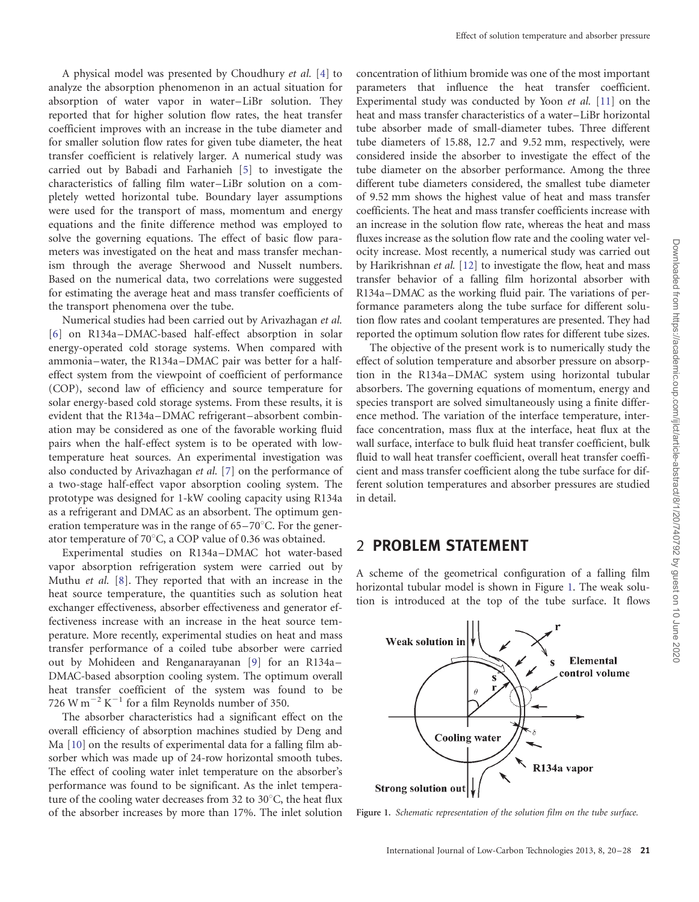A physical model was presented by Choudhury *et al.* [4] to analyze the absorption phenomenon in an actual situation for absorption of water vapor in water–LiBr solution. They reported that for higher solution flow rates, the heat transfer coefficient improves with an increase in the tube diameter and for smaller solution flow rates for given tube diameter, the heat transfer coefficient is relatively larger. A numerical study was carried out by Babadi and Farhanieh [5] to investigate the characteristics of falling film water–LiBr solution on a completely wetted horizontal tube. Boundary layer assumptions were used for the transport of mass, momentum and energy equations and the finite difference method was employed to solve the governing equations. The effect of basic flow parameters was investigated on the heat and mass transfer mechanism through the average Sherwood and Nusselt numbers. Based on the numerical data, two correlations were suggested for estimating the average heat and mass transfer coefficients of the transport phenomena over the tube.

Numerical studies had been carried out by Arivazhagan *et al.* [6] on R134a–DMAC-based half-effect absorption in solar energy-operated cold storage systems. When compared with ammonia–water, the R134a–DMAC pair was better for a half-effect system from the viewpoint of coefficient of performance (COP), second law of efficiency and source temperature for solar energy-based cold storage systems. From these results, it is evident that the R134a–DMAC refrigerant–absorbent combination may be considered as one of the favorable working fluid pairs when the half-effect system is to be operated with low-temperature heat sources. An experimental investigation was also conducted by Arivazhagan *et al.* [7] on the performance of a two-stage half-effect vapor absorption cooling system. The prototype was designed for 1-kW cooling capacity using R134a as a refrigerant and DMAC as an absorbent. The optimum generation temperature was in the range of 65–70°C. For the generator temperature of 70°C, a COP value of 0.36 was obtained.

Experimental studies on R134a–DMAC hot water-based vapor absorption refrigeration system were carried out by Muthu *et al.* [8]. They reported that with an increase in the heat source temperature, the quantities such as solution heat exchanger effectiveness, absorber effectiveness and generator effectiveness increase with an increase in the heat source temperature. More recently, experimental studies on heat and mass transfer performance of a coiled tube absorber were carried out by Mohideen and Renganarayanan [9] for an R134a–DMAC-based absorption cooling system. The optimum overall heat transfer coefficient of the system was found to be 726 $W\,m^{-2}\,K^{-1}$ for a film Reynolds number of 350.

The absorber characteristics had a significant effect on the overall efficiency of absorption machines studied by Deng and Ma [10] on the results of experimental data for a falling film absorber which was made up of 24-row horizontal smooth tubes. The effect of cooling water inlet temperature on the absorber's performance was found to be significant. As the inlet temperature of the cooling water decreases from 32 to 30°C, the heat flux of the absorber increases by more than 17%. The inlet solution concentration of lithium bromide was one of the most important parameters that influence the heat transfer coefficient. Experimental study was conducted by Yoon *et al.* [11] on the heat and mass transfer characteristics of a water–LiBr horizontal tube absorber made of small-diameter tubes. Three different tube diameters of 15.88, 12.7 and 9.52 mm, respectively, were considered inside the absorber to investigate the effect of the tube diameter on the absorber performance. Among the three different tube diameters considered, the smallest tube diameter of 9.52 mm shows the highest value of heat and mass transfer coefficients. The heat and mass transfer coefficients increase with an increase in the solution flow rate, whereas the heat and mass fluxes increase as the solution flow rate and the cooling water velocity increase. Most recently, a numerical study was carried out by Harikrishnan *et al.* [12] to investigate the flow, heat and mass transfer behavior of a falling film horizontal absorber with R134a–DMAC as the working fluid pair. The variations of performance parameters along the tube surface for different solution flow rates and coolant temperatures are presented. They had reported the optimum solution flow rates for different tube sizes.

The objective of the present work is to numerically study the effect of solution temperature and absorber pressure on absorption in the R134a–DMAC system using horizontal tubular absorbers. The governing equations of momentum, energy and species transport are solved simultaneously using a finite difference method. The variation of the interface temperature, interface concentration, mass flux at the interface, heat flux at the wall surface, interface to bulk fluid heat transfer coefficient, bulk fluid to wall heat transfer coefficient, overall heat transfer coefficient and mass transfer coefficient along the tube surface for different solution temperatures and absorber pressures are studied in detail.

## 2 PROBLEM STATEMENT

A scheme of the geometrical configuration of a falling film horizontal tubular model is shown in Figure 1. The weak solution is introduced at the top of the tube surface. It flows

Weak solution in
r
s
Elemental control volume
s
r
θ
Cooling water
δ
R134a vapor
Strong solution out

Figure 1. *Schematic representation of the solution film on the tube surface.*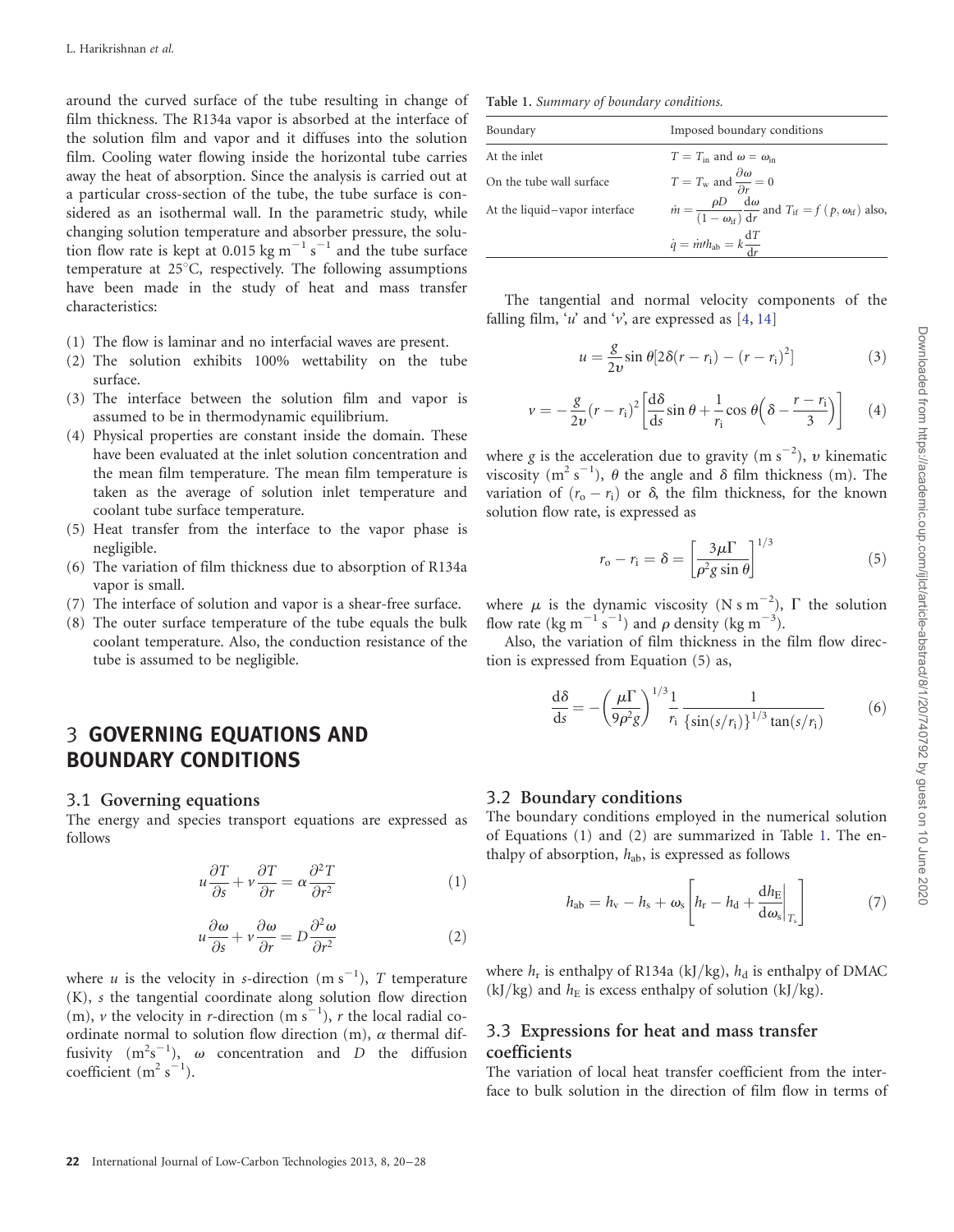around the curved surface of the tube resulting in change of film thickness. The R134a vapor is absorbed at the interface of the solution film and vapor and it diffuses into the solution film. Cooling water flowing inside the horizontal tube carries away the heat of absorption. Since the analysis is carried out at a particular cross-section of the tube, the tube surface is considered as an isothermal wall. In the parametric study, while changing solution temperature and absorber pressure, the solution flow rate is kept at 0.015 kg m$^{-1}$ s$^{-1}$ and the tube surface temperature at 25°C, respectively. The following assumptions have been made in the study of heat and mass transfer characteristics:

(1) The flow is laminar and no interfacial waves are present.
(2) The solution exhibits 100% wettability on the tube surface.
(3) The interface between the solution film and vapor is assumed to be in thermodynamic equilibrium.
(4) Physical properties are constant inside the domain. These have been evaluated at the inlet solution concentration and the mean film temperature. The mean film temperature is taken as the average of solution inlet temperature and coolant tube surface temperature.
(5) Heat transfer from the interface to the vapor phase is negligible.
(6) The variation of film thickness due to absorption of R134a vapor is small.
(7) The interface of solution and vapor is a shear-free surface.
(8) The outer surface temperature of the tube equals the bulk coolant temperature. Also, the conduction resistance of the tube is assumed to be negligible.

## 3 GOVERNING EQUATIONS AND BOUNDARY CONDITIONS

### 3.1 Governing equations

The energy and species transport equations are expressed as follows

$$u\frac{\partial T}{\partial s} + v\frac{\partial T}{\partial r} = \alpha\frac{\partial^2 T}{\partial r^2} \tag{1}$$

$$u\frac{\partial \omega}{\partial s} + v\frac{\partial \omega}{\partial r} = D\frac{\partial^2 \omega}{\partial r^2} \tag{2}$$

where $u$ is the velocity in $s$-direction (m s$^{-1}$), $T$ temperature (K), $s$ the tangential coordinate along solution flow direction (m), $v$ the velocity in $r$-direction (m s$^{-1}$), $r$ the local radial coordinate normal to solution flow direction (m), $\alpha$ thermal diffusivity (m$^2$s$^{-1}$), $\omega$ concentration and $D$ the diffusion coefficient (m$^2$ s$^{-1}$).

**Table 1.** *Summary of boundary conditions.*

| Boundary | Imposed boundary conditions |
|---|---|
| At the inlet | $T = T_{\mathrm{in}}$ and $\omega = \omega_{\mathrm{in}}$ |
| On the tube wall surface | $T = T_{\mathrm{w}}$ and $\dfrac{\partial \omega}{\partial r} = 0$ |
| At the liquid–vapor interface | $\dot{m} = \dfrac{\rho D}{(1-\omega_{\mathrm{if}})}\dfrac{\mathrm{d}\omega}{\mathrm{d}r}$ and $T_{\mathrm{if}} = f\,(p, \omega_{\mathrm{if}})$ also, $\dot{q} = \dot{m}h_{\mathrm{ab}} = k\dfrac{\mathrm{d}T}{\mathrm{d}r}$ |

The tangential and normal velocity components of the falling film, '$u$' and '$v$', are expressed as [4, 14]

$$u = \frac{g}{2\upsilon}\sin\theta[2\delta(r-r_{\mathrm{i}}) - (r-r_{\mathrm{i}})^2] \tag{3}$$

$$v = -\frac{g}{2\upsilon}(r-r_{\mathrm{i}})^2\left[\frac{\mathrm{d}\delta}{\mathrm{d}s}\sin\theta + \frac{1}{r_{\mathrm{i}}}\cos\theta\left(\delta - \frac{r-r_{\mathrm{i}}}{3}\right)\right] \tag{4}$$

where $g$ is the acceleration due to gravity (m s$^{-2}$), $\upsilon$ kinematic viscosity (m$^2$ s$^{-1}$), $\theta$ the angle and $\delta$ film thickness (m). The variation of $(r_{\mathrm{o}} - r_{\mathrm{i}})$ or $\delta$, the film thickness, for the known solution flow rate, is expressed as

$$r_{\mathrm{o}} - r_{\mathrm{i}} = \delta = \left[\frac{3\mu\Gamma}{\rho^2 g\sin\theta}\right]^{1/3} \tag{5}$$

where $\mu$ is the dynamic viscosity (N s m$^{-2}$), $\Gamma$ the solution flow rate (kg m$^{-1}$ s$^{-1}$) and $\rho$ density (kg m$^{-3}$).

Also, the variation of film thickness in the film flow direction is expressed from Equation (5) as,

$$\frac{\mathrm{d}\delta}{\mathrm{d}s} = -\left(\frac{\mu\Gamma}{9\rho^2 g}\right)^{1/3}\frac{1}{r_{\mathrm{i}}}\frac{1}{\{\sin(s/r_{\mathrm{i}})\}^{1/3}\tan(s/r_{\mathrm{i}})} \tag{6}$$

### 3.2 Boundary conditions

The boundary conditions employed in the numerical solution of Equations (1) and (2) are summarized in Table 1. The enthalpy of absorption, $h_{\mathrm{ab}}$, is expressed as follows

$$h_{\mathrm{ab}} = h_{\mathrm{v}} - h_{\mathrm{s}} + \omega_{\mathrm{s}}\left[h_{\mathrm{r}} - h_{\mathrm{d}} + \frac{\mathrm{d}h_{\mathrm{E}}}{\mathrm{d}\omega_{\mathrm{s}}}\bigg|_{T_{\mathrm{s}}}\right] \tag{7}$$

where $h_{\mathrm{r}}$ is enthalpy of R134a (kJ/kg), $h_{\mathrm{d}}$ is enthalpy of DMAC (kJ/kg) and $h_{\mathrm{E}}$ is excess enthalpy of solution (kJ/kg).

### 3.3 Expressions for heat and mass transfer coefficients

The variation of local heat transfer coefficient from the interface to bulk solution in the direction of film flow in terms of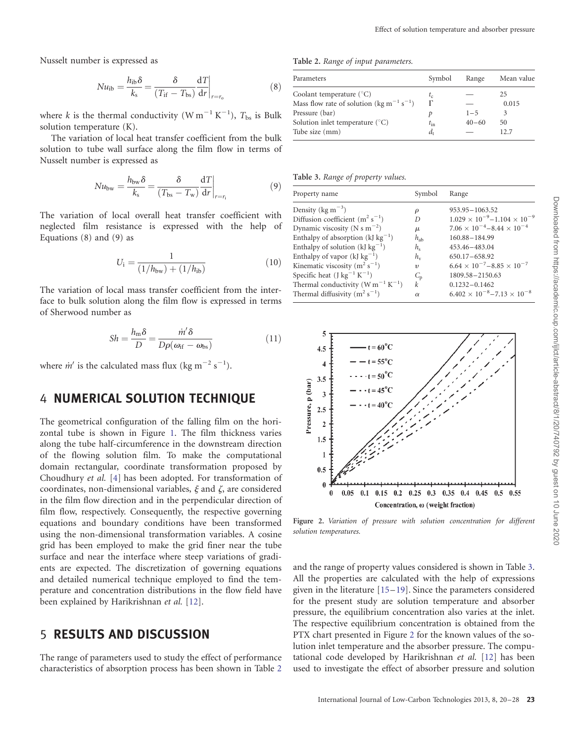Nusselt number is expressed as

$$Nu_{ib} = \frac{h_{ib}\delta}{k_s} = \frac{\delta}{(T_{if} - T_{bs})} \frac{dT}{dr}\bigg|_{r=r_o} \tag{8}$$

where $k$ is the thermal conductivity (W m$^{-1}$ K$^{-1}$), $T_{bs}$ is Bulk solution temperature (K).

The variation of local heat transfer coefficient from the bulk solution to tube wall surface along the film flow in terms of Nusselt number is expressed as

$$Nu_{bw} = \frac{h_{bw}\delta}{k_s} = \frac{\delta}{(T_{bs} - T_w)} \frac{dT}{dr}\bigg|_{r=r_i} \tag{9}$$

The variation of local overall heat transfer coefficient with neglected film resistance is expressed with the help of Equations (8) and (9) as

$$U_i = \frac{1}{(1/h_{bw}) + (1/h_{ib})} \tag{10}$$

The variation of local mass transfer coefficient from the interface to bulk solution along the film flow is expressed in terms of Sherwood number as

$$Sh = \frac{h_m\delta}{D} = \frac{\dot{m}'\delta}{D\rho(\omega_{if} - \omega_{bs})} \tag{11}$$

where $\dot{m}'$ is the calculated mass flux (kg m$^{-2}$ s$^{-1}$).

## 4 NUMERICAL SOLUTION TECHNIQUE

The geometrical configuration of the falling film on the horizontal tube is shown in Figure 1. The film thickness varies along the tube half-circumference in the downstream direction of the flowing solution film. To make the computational domain rectangular, coordinate transformation proposed by Choudhury *et al.* [4] has been adopted. For transformation of coordinates, non-dimensional variables, $\xi$ and $\zeta$, are considered in the film flow direction and in the perpendicular direction of film flow, respectively. Consequently, the respective governing equations and boundary conditions have been transformed using the non-dimensional transformation variables. A cosine grid has been employed to make the grid finer near the tube surface and near the interface where steep variations of gradients are expected. The discretization of governing equations and detailed numerical technique employed to find the temperature and concentration distributions in the flow field have been explained by Harikrishnan *et al.* [12].

## 5 RESULTS AND DISCUSSION

The range of parameters used to study the effect of performance characteristics of absorption process has been shown in Table 2 and the range of property values considered is shown in Table 3. All the properties are calculated with the help of expressions given in the literature [15–19]. Since the parameters considered for the present study are solution temperature and absorber pressure, the equilibrium concentration also varies at the inlet. The respective equilibrium concentration is obtained from the PTX chart presented in Figure 2 for the known values of the solution inlet temperature and the absorber pressure. The computational code developed by Harikrishnan *et al.* [12] has been used to investigate the effect of absorber pressure and solution

**Table 2.** *Range of input parameters.*

| Parameters | Symbol | Range | Mean value |
|---|---|---|---|
| Coolant temperature (°C) | $t_c$ | — | 25 |
| Mass flow rate of solution (kg m$^{-1}$ s$^{-1}$) | $\Gamma$ | — | 0.015 |
| Pressure (bar) | $p$ | 1–5 | 3 |
| Solution inlet temperature (°C) | $t_{in}$ | 40–60 | 50 |
| Tube size (mm) | $d_t$ | — | 12.7 |

**Table 3.** *Range of property values.*

| Property name | Symbol | Range |
|---|---|---|
| Density (kg m$^{-3}$) | $\rho$ | 953.95–1063.52 |
| Diffusion coefficient (m$^2$ s$^{-1}$) | $D$ | $1.029 \times 10^{-9}$–$1.104 \times 10^{-9}$ |
| Dynamic viscosity (N s m$^{-2}$) | $\mu$ | $7.06 \times 10^{-4}$–$8.44 \times 10^{-4}$ |
| Enthalpy of absorption (kJ kg$^{-1}$) | $h_{ab}$ | 160.88–184.99 |
| Enthalpy of solution (kJ kg$^{-1}$) | $h_s$ | 453.46–483.04 |
| Enthalpy of vapor (kJ kg$^{-1}$) | $h_v$ | 650.17–658.92 |
| Kinematic viscosity (m$^2$ s$^{-1}$) | $\upsilon$ | $6.64 \times 10^{-7}$–$8.85 \times 10^{-7}$ |
| Specific heat (J kg$^{-1}$ K$^{-1}$) | $C_p$ | 1809.58–2150.63 |
| Thermal conductivity (W m$^{-1}$ K$^{-1}$) | $k$ | 0.1232–0.1462 |
| Thermal diffusivity (m$^2$ s$^{-1}$) | $\alpha$ | $6.402 \times 10^{-8}$–$7.13 \times 10^{-8}$ |

Pressure, p (bar)
Concentration, ω (weight fraction)
t = 60°C
t = 55°C
t = 50°C
t = 45°C
t = 40°C
0, 0.5, 1, 1.5, 2, 2.5, 3, 3.5, 4, 4.5, 5
0, 0.05, 0.1, 0.15, 0.2, 0.25, 0.3, 0.35, 0.4, 0.45, 0.5, 0.55

**Figure 2.** *Variation of pressure with solution concentration for different solution temperatures.*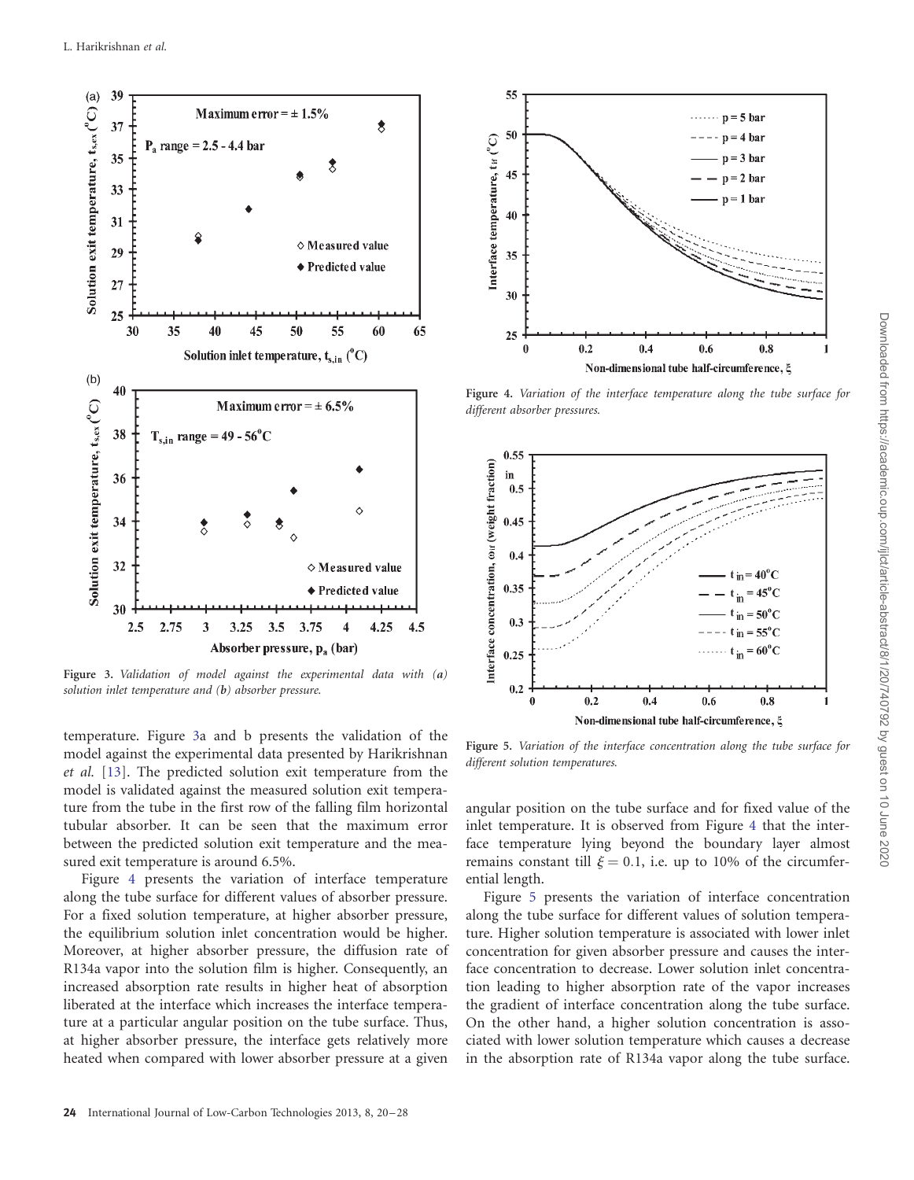Figure 3. *Validation of model against the experimental data with (a) solution inlet temperature and (b) absorber pressure.*

temperature. Figure 3a and b presents the validation of the model against the experimental data presented by Harikrishnan *et al.* [13]. The predicted solution exit temperature from the model is validated against the measured solution exit temperature from the tube in the first row of the falling film horizontal tubular absorber. It can be seen that the maximum error between the predicted solution exit temperature and the measured exit temperature is around 6.5%.

Figure 4 presents the variation of interface temperature along the tube surface for different values of absorber pressure. For a fixed solution temperature, at higher absorber pressure, the equilibrium solution inlet concentration would be higher. Moreover, at higher absorber pressure, the diffusion rate of R134a vapor into the solution film is higher. Consequently, an increased absorption rate results in higher heat of absorption liberated at the interface which increases the interface temperature at a particular angular position on the tube surface. Thus, at higher absorber pressure, the interface gets relatively more heated when compared with lower absorber pressure at a given angular position on the tube surface and for fixed value of the inlet temperature. It is observed from Figure 4 that the interface temperature lying beyond the boundary layer almost remains constant till $\xi = 0.1$, i.e. up to 10% of the circumferential length.

Figure 4. *Variation of the interface temperature along the tube surface for different absorber pressures.*

Figure 5. *Variation of the interface concentration along the tube surface for different solution temperatures.*

Figure 5 presents the variation of interface concentration along the tube surface for different values of solution temperature. Higher solution temperature is associated with lower inlet concentration for given absorber pressure and causes the interface concentration to decrease. Lower solution inlet concentration leading to higher absorption rate of the vapor increases the gradient of interface concentration along the tube surface. On the other hand, a higher solution concentration is associated with lower solution temperature which causes a decrease in the absorption rate of R134a vapor along the tube surface.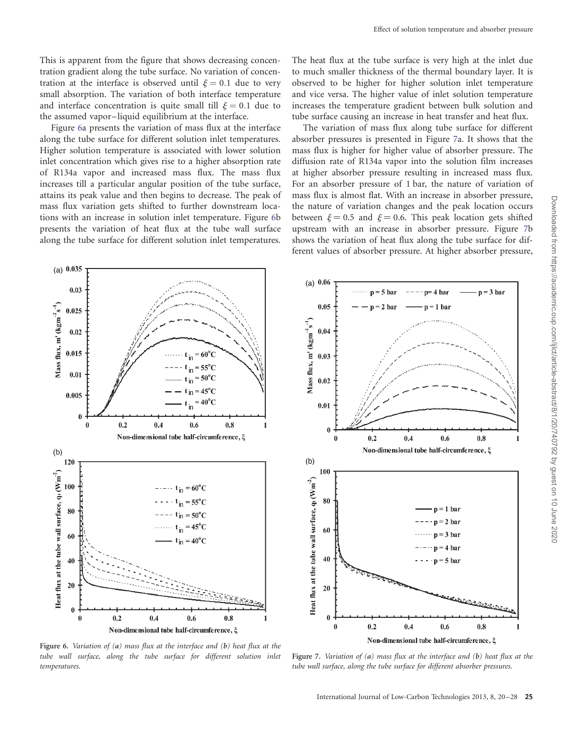This is apparent from the figure that shows decreasing concentration gradient along the tube surface. No variation of concentration at the interface is observed until $\xi = 0.1$ due to very small absorption. The variation of both interface temperature and interface concentration is quite small till $\xi = 0.1$ due to the assumed vapor–liquid equilibrium at the interface.

Figure 6a presents the variation of mass flux at the interface along the tube surface for different solution inlet temperatures. Higher solution temperature is associated with lower solution inlet concentration which gives rise to a higher absorption rate of R134a vapor and increased mass flux. The mass flux increases till a particular angular position of the tube surface, attains its peak value and then begins to decrease. The peak of mass flux variation gets shifted to further downstream locations with an increase in solution inlet temperature. Figure 6b presents the variation of heat flux at the tube wall surface along the tube surface for different solution inlet temperatures. The heat flux at the tube surface is very high at the inlet due to much smaller thickness of the thermal boundary layer. It is observed to be higher for higher solution inlet temperature and vice versa. The higher value of inlet solution temperature increases the temperature gradient between bulk solution and tube surface causing an increase in heat transfer and heat flux.

The variation of mass flux along tube surface for different absorber pressures is presented in Figure 7a. It shows that the mass flux is higher for higher value of absorber pressure. The diffusion rate of R134a vapor into the solution film increases at higher absorber pressure resulting in increased mass flux. For an absorber pressure of 1 bar, the nature of variation of mass flux is almost flat. With an increase in absorber pressure, the nature of variation changes and the peak location occurs between $\xi = 0.5$ and $\xi = 0.6$. This peak location gets shifted upstream with an increase in absorber pressure. Figure 7b shows the variation of heat flux along the tube surface for different values of absorber pressure. At higher absorber pressure,

(a)
Mass flux, m' (kgm$^{-2}$s$^{-1}$)
Non-dimensional tube half-circumference, ξ
$t_{in} = 60^oC$
$t_{in} = 55^oC$
$t_{in} = 50^oC$
$t_{in} = 45^oC$
$t_{in} = 40^oC$

(b)
Heat flux at the tube wall surface, $q_t$ (Wm$^{-2}$)
Non-dimensional tube half-circumference, ξ
$t_{in} = 60^oC$
$t_{in} = 55^oC$
$t_{in} = 50^oC$
$t_{in} = 45^oC$
$t_{in} = 40^oC$

**Figure 6.** *Variation of (**a**) mass flux at the interface and (**b**) heat flux at the tube wall surface, along the tube surface for different solution inlet temperatures.*

(a)
Mass flux, m' (kgm$^{-2}$s$^{-1}$)
Non-dimensional tube half-circumference, ξ
p = 5 bar
p = 4 bar
p = 3 bar
p = 2 bar
p = 1 bar

(b)
Heat flux at the tube wall surface, $q_t$ (Wm$^{-2}$)
Non-dimensional tube half-circumference, ξ
p = 1 bar
p = 2 bar
p = 3 bar
p = 4 bar
p = 5 bar

**Figure 7.** *Variation of (**a**) mass flux at the interface and (**b**) heat flux at the tube wall surface, along the tube surface for different absorber pressures.*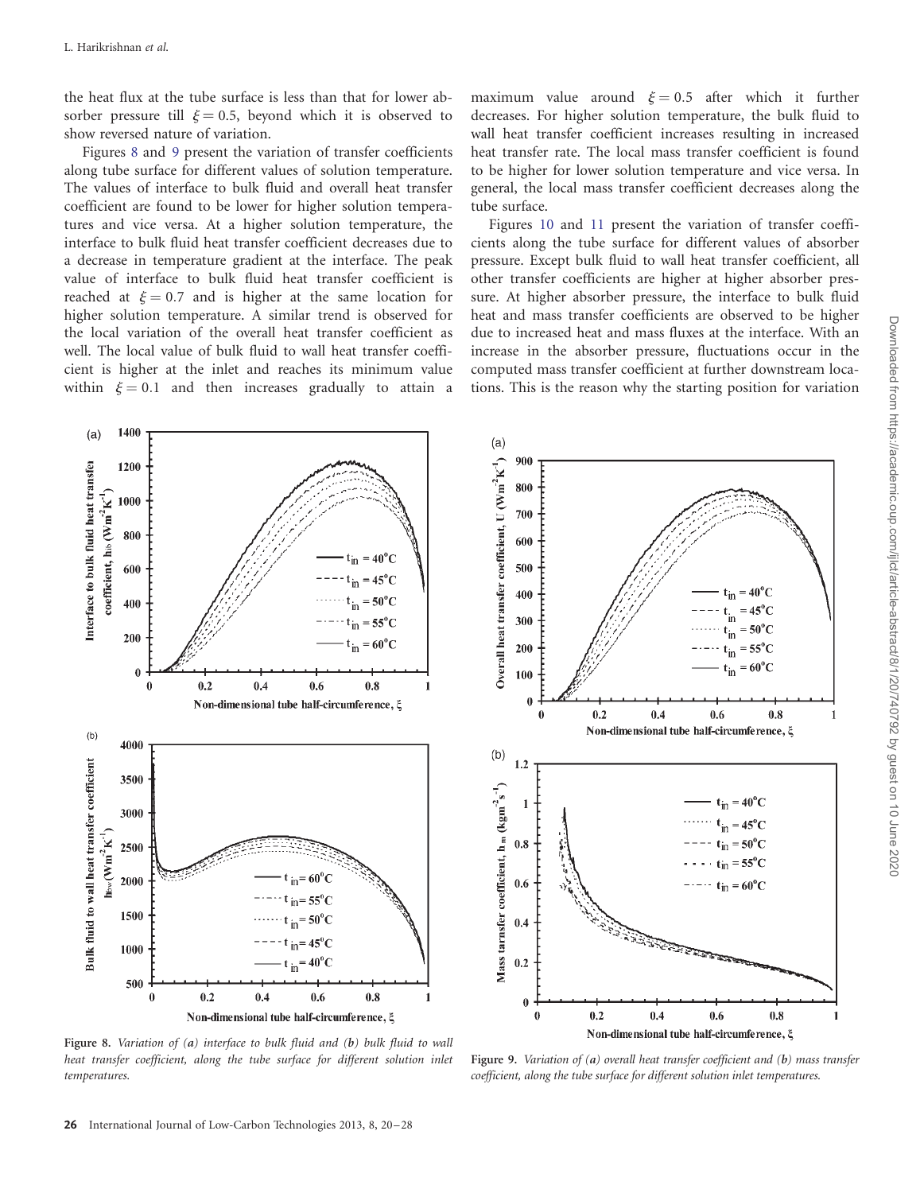the heat flux at the tube surface is less than that for lower absorber pressure till $\xi = 0.5$, beyond which it is observed to show reversed nature of variation.

Figures 8 and 9 present the variation of transfer coefficients along tube surface for different values of solution temperature. The values of interface to bulk fluid and overall heat transfer coefficient are found to be lower for higher solution temperatures and vice versa. At a higher solution temperature, the interface to bulk fluid heat transfer coefficient decreases due to a decrease in temperature gradient at the interface. The peak value of interface to bulk fluid heat transfer coefficient is reached at $\xi = 0.7$ and is higher at the same location for higher solution temperature. A similar trend is observed for the local variation of the overall heat transfer coefficient as well. The local value of bulk fluid to wall heat transfer coefficient is higher at the inlet and reaches its minimum value within $\xi = 0.1$ and then increases gradually to attain a maximum value around $\xi = 0.5$ after which it further decreases. For higher solution temperature, the bulk fluid to wall heat transfer coefficient increases resulting in increased heat transfer rate. The local mass transfer coefficient is found to be higher for lower solution temperature and vice versa. In general, the local mass transfer coefficient decreases along the tube surface.

Figures 10 and 11 present the variation of transfer coefficients along the tube surface for different values of absorber pressure. Except bulk fluid to wall heat transfer coefficient, all other transfer coefficients are higher at higher absorber pressure. At higher absorber pressure, the interface to bulk fluid heat and mass transfer coefficients are observed to be higher due to increased heat and mass fluxes at the interface. With an increase in the absorber pressure, fluctuations occur in the computed mass transfer coefficient at further downstream locations. This is the reason why the starting position for variation

(a)
Interface to bulk fluid heat transfer coefficient, $h_{ib}$ ($Wm^{-2}K^{-1}$)
Non-dimensional tube half-circumference, ξ
$t_{in} = 40°C$
$t_{in} = 45°C$
$t_{in} = 50°C$
$t_{in} = 55°C$
$t_{in} = 60°C$

(b)
Bulk fluid to wall heat transfer coefficient $h_{bw}$ ($Wm^{-2}K^{-1}$)
Non-dimensional tube half-circumference, ξ
$t_{in} = 60°C$
$t_{in} = 55°C$
$t_{in} = 50°C$
$t_{in} = 45°C$
$t_{in} = 40°C$

**Figure 8.** *Variation of (a) interface to bulk fluid and (b) bulk fluid to wall heat transfer coefficient, along the tube surface for different solution inlet temperatures.*

(a)
Overall heat transfer coefficient, U ($Wm^{-2}K^{-1}$)
Non-dimensional tube half-circumference, ξ
$t_{in} = 40°C$
$t_{in} = 45°C$
$t_{in} = 50°C$
$t_{in} = 55°C$
$t_{in} = 60°C$

(b)
Mass tarnsfer coefficient, $h_m$ ($kgm^{-2}s^{-1}$)
Non-dimensional tube half-circumference, ξ
$t_{in} = 40°C$
$t_{in} = 45°C$
$t_{in} = 50°C$
$t_{in} = 55°C$
$t_{in} = 60°C$

**Figure 9.** *Variation of (a) overall heat transfer coefficient and (b) mass transfer coefficient, along the tube surface for different solution inlet temperatures.*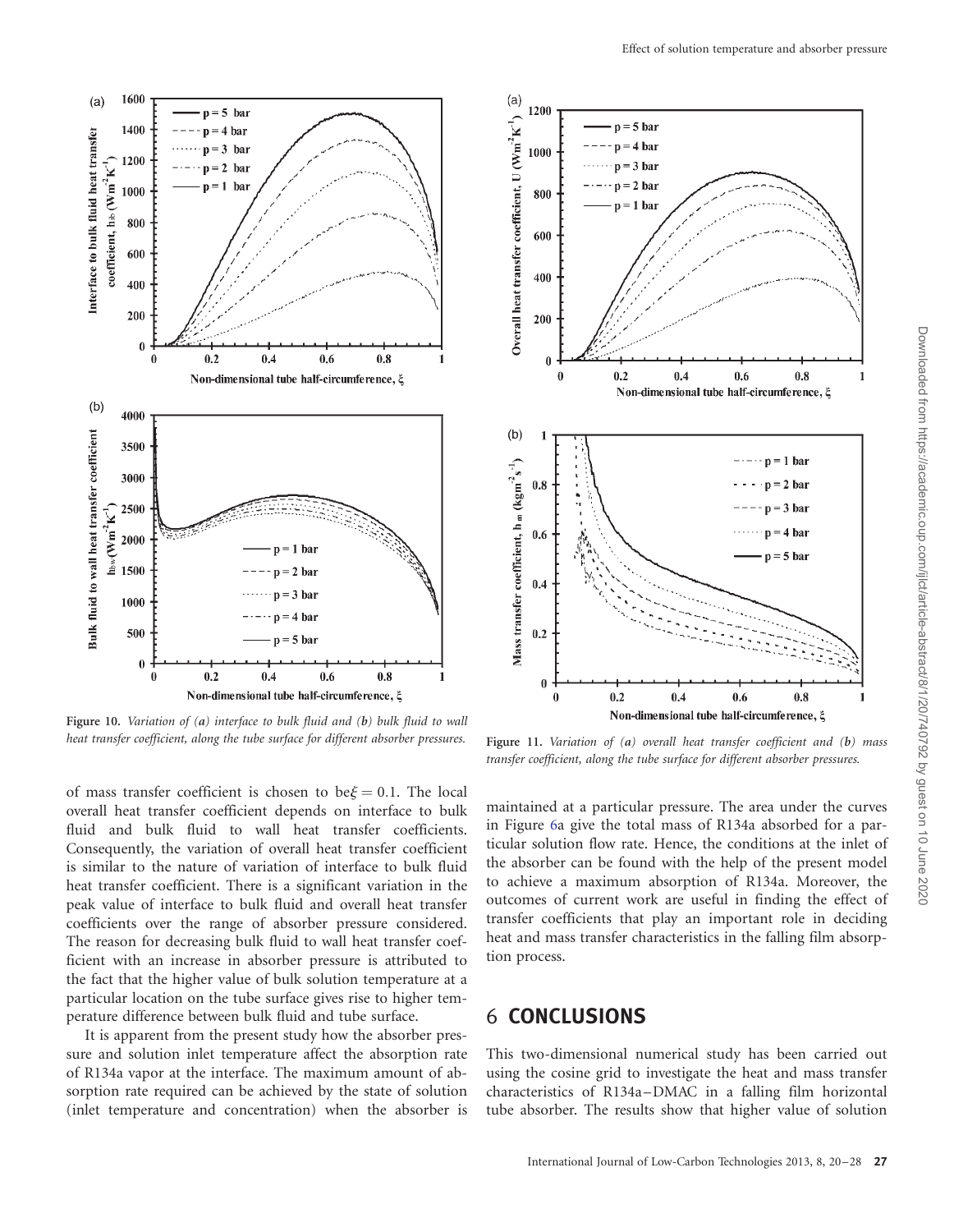(a)

Interface to bulk fluid heat transfer coefficient, $h_{ib}$ ($Wm^{-2}K^{-1}$)

1600
1400
1200
1000
800
600
400
200
0

0 0.2 0.4 0.6 0.8 1

Non-dimensional tube half-circumference, ξ

p = 5 bar
p = 4 bar
p = 3 bar
p = 2 bar
p = 1 bar

(b)

Bulk fluid to wall heat transfer coefficient $h_{bw}$($Wm^{-2}K^{-1}$)

4000
3500
3000
2500
2000
1500
1000
500
0

0 0.2 0.4 0.6 0.8 1

Non-dimensional tube half-circumference, ξ

p = 1 bar
p = 2 bar
p = 3 bar
p = 4 bar
p = 5 bar

**Figure 10.** *Variation of (a) interface to bulk fluid and (b) bulk fluid to wall heat transfer coefficient, along the tube surface for different absorber pressures.*

(a)

Overall heat transfer coefficient, U ($Wm^{-2}K^{-1}$)

1200
1000
800
600
400
200
0

0 0.2 0.4 0.6 0.8 1

Non-dimensional tube half-circumference, ξ

p = 5 bar
p = 4 bar
p = 3 bar
p = 2 bar
p = 1 bar

(b)

Mass transfer coefficient, $h_m$ ($kgm^{-2}s^{-1}$)

1
0.8
0.6
0.4
0.2
0

0 0.2 0.4 0.6 0.8 1

Non-dimensional tube half-circumference, ξ

p = 1 bar
p = 2 bar
p = 3 bar
p = 4 bar
p = 5 bar

**Figure 11.** *Variation of (a) overall heat transfer coefficient and (b) mass transfer coefficient, along the tube surface for different absorber pressures.*

of mass transfer coefficient is chosen to be$\xi = 0.1$. The local overall heat transfer coefficient depends on interface to bulk fluid and bulk fluid to wall heat transfer coefficients. Consequently, the variation of overall heat transfer coefficient is similar to the nature of variation of interface to bulk fluid heat transfer coefficient. There is a significant variation in the peak value of interface to bulk fluid and overall heat transfer coefficients over the range of absorber pressure considered. The reason for decreasing bulk fluid to wall heat transfer coefficient with an increase in absorber pressure is attributed to the fact that the higher value of bulk solution temperature at a particular location on the tube surface gives rise to higher temperature difference between bulk fluid and tube surface.

It is apparent from the present study how the absorber pressure and solution inlet temperature affect the absorption rate of R134a vapor at the interface. The maximum amount of absorption rate required can be achieved by the state of solution (inlet temperature and concentration) when the absorber is maintained at a particular pressure. The area under the curves in Figure 6a give the total mass of R134a absorbed for a particular solution flow rate. Hence, the conditions at the inlet of the absorber can be found with the help of the present model to achieve a maximum absorption of R134a. Moreover, the outcomes of current work are useful in finding the effect of transfer coefficients that play an important role in deciding heat and mass transfer characteristics in the falling film absorption process.

## 6 CONCLUSIONS

This two-dimensional numerical study has been carried out using the cosine grid to investigate the heat and mass transfer characteristics of R134a–DMAC in a falling film horizontal tube absorber. The results show that higher value of solution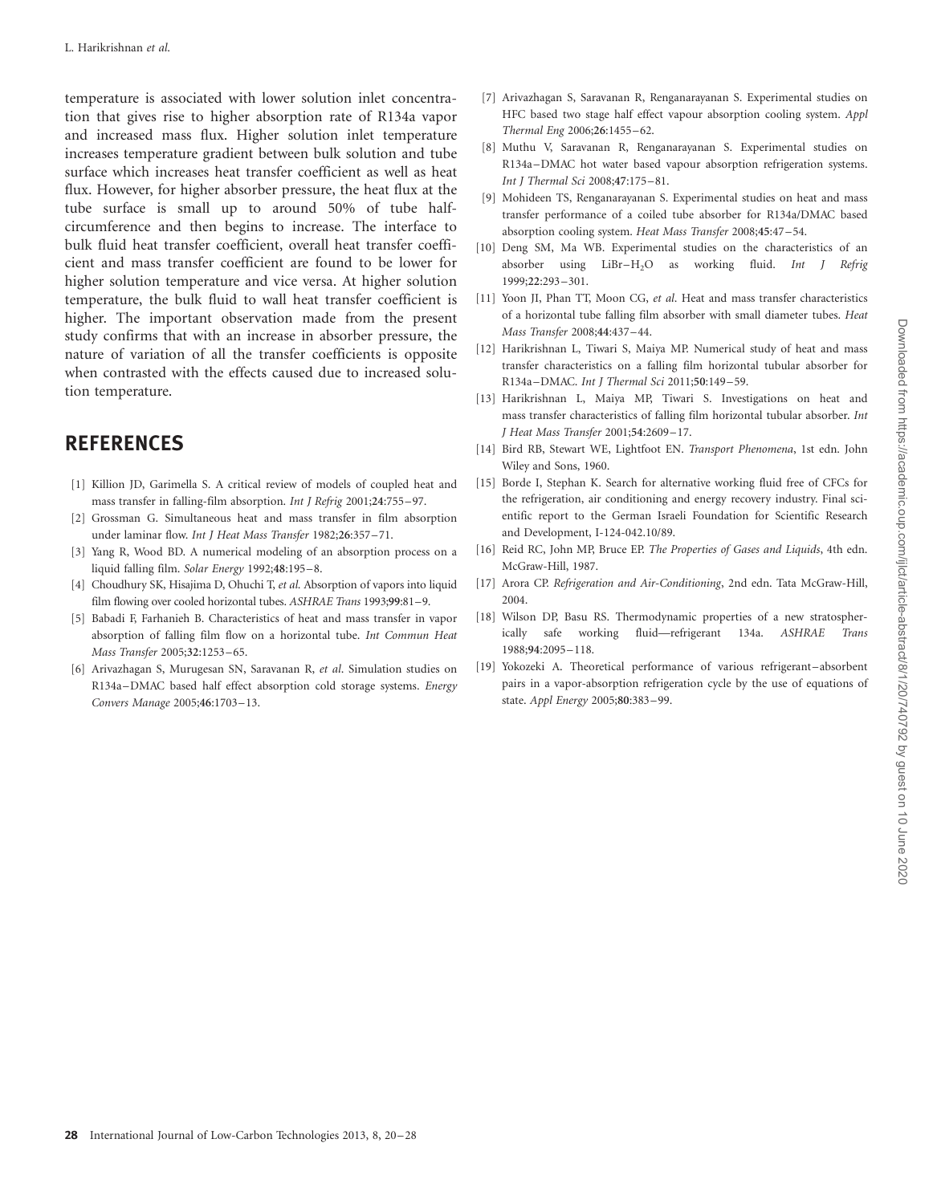temperature is associated with lower solution inlet concentration that gives rise to higher absorption rate of R134a vapor and increased mass flux. Higher solution inlet temperature increases temperature gradient between bulk solution and tube surface which increases heat transfer coefficient as well as heat flux. However, for higher absorber pressure, the heat flux at the tube surface is small up to around 50% of tube half-circumference and then begins to increase. The interface to bulk fluid heat transfer coefficient, overall heat transfer coefficient and mass transfer coefficient are found to be lower for higher solution temperature and vice versa. At higher solution temperature, the bulk fluid to wall heat transfer coefficient is higher. The important observation made from the present study confirms that with an increase in absorber pressure, the nature of variation of all the transfer coefficients is opposite when contrasted with the effects caused due to increased solution temperature.

## REFERENCES

[1] Killion JD, Garimella S. A critical review of models of coupled heat and mass transfer in falling-film absorption. *Int J Refrig* 2001;**24**:755–97.

[2] Grossman G. Simultaneous heat and mass transfer in film absorption under laminar flow. *Int J Heat Mass Transfer* 1982;**26**:357–71.

[3] Yang R, Wood BD. A numerical modeling of an absorption process on a liquid falling film. *Solar Energy* 1992;**48**:195–8.

[4] Choudhury SK, Hisajima D, Ohuchi T, *et al*. Absorption of vapors into liquid film flowing over cooled horizontal tubes. *ASHRAE Trans* 1993;**99**:81–9.

[5] Babadi F, Farhanieh B. Characteristics of heat and mass transfer in vapor absorption of falling film flow on a horizontal tube. *Int Commun Heat Mass Transfer* 2005;**32**:1253–65.

[6] Arivazhagan S, Murugesan SN, Saravanan R, *et al*. Simulation studies on R134a–DMAC based half effect absorption cold storage systems. *Energy Convers Manage* 2005;**46**:1703–13.

[7] Arivazhagan S, Saravanan R, Renganarayanan S. Experimental studies on HFC based two stage half effect vapour absorption cooling system. *Appl Thermal Eng* 2006;**26**:1455–62.

[8] Muthu V, Saravanan R, Renganarayanan S. Experimental studies on R134a–DMAC hot water based vapour absorption refrigeration systems. *Int J Thermal Sci* 2008;**47**:175–81.

[9] Mohideen TS, Renganarayanan S. Experimental studies on heat and mass transfer performance of a coiled tube absorber for R134a/DMAC based absorption cooling system. *Heat Mass Transfer* 2008;**45**:47–54.

[10] Deng SM, Ma WB. Experimental studies on the characteristics of an absorber using LiBr–$H_2O$ as working fluid. *Int J Refrig* 1999;**22**:293–301.

[11] Yoon JI, Phan TT, Moon CG, *et al*. Heat and mass transfer characteristics of a horizontal tube falling film absorber with small diameter tubes. *Heat Mass Transfer* 2008;**44**:437–44.

[12] Harikrishnan L, Tiwari S, Maiya MP. Numerical study of heat and mass transfer characteristics on a falling film horizontal tubular absorber for R134a–DMAC. *Int J Thermal Sci* 2011;**50**:149–59.

[13] Harikrishnan L, Maiya MP, Tiwari S. Investigations on heat and mass transfer characteristics of falling film horizontal tubular absorber. *Int J Heat Mass Transfer* 2001;**54**:2609–17.

[14] Bird RB, Stewart WE, Lightfoot EN. *Transport Phenomena*, 1st edn. John Wiley and Sons, 1960.

[15] Borde I, Stephan K. Search for alternative working fluid free of CFCs for the refrigeration, air conditioning and energy recovery industry. Final scientific report to the German Israeli Foundation for Scientific Research and Development, I-124-042.10/89.

[16] Reid RC, John MP, Bruce EP. *The Properties of Gases and Liquids*, 4th edn. McGraw-Hill, 1987.

[17] Arora CP. *Refrigeration and Air-Conditioning*, 2nd edn. Tata McGraw-Hill, 2004.

[18] Wilson DP, Basu RS. Thermodynamic properties of a new stratospherically safe working fluid—refrigerant 134a. *ASHRAE Trans* 1988;**94**:2095–118.

[19] Yokozeki A. Theoretical performance of various refrigerant–absorbent pairs in a vapor-absorption refrigeration cycle by the use of equations of state. *Appl Energy* 2005;**80**:383–99.